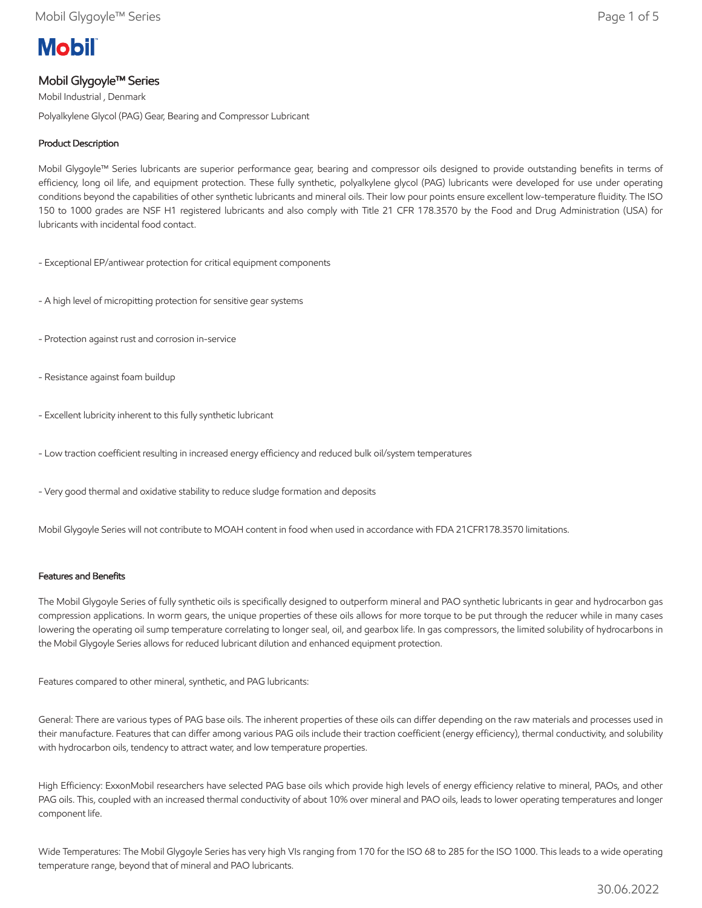# Mobil Glygoyle™ Series

Mobil Industrial , Denmark

Polyalkylene Glycol (PAG) Gear, Bearing and Compressor Lubricant

### Product Description

Mobil Glygoyle™ Series lubricants are superior performance gear, bearing and compressor oils designed to provide outstanding benefits in terms of efficiency, long oil life, and equipment protection. These fully synthetic, polyalkylene glycol (PAG) lubricants were developed for use under operating conditions beyond the capabilities of other synthetic lubricants and mineral oils. Their low pour points ensure excellent low-temperature fluidity. The ISO 150 to 1000 grades are NSF H1 registered lubricants and also comply with Title 21 CFR 178.3570 by the Food and Drug Administration (USA) for lubricants with incidental food contact.

- Exceptional EP/antiwear protection for critical equipment components

- A high level of micropitting protection for sensitive gear systems

- Protection against rust and corrosion in-service

- Resistance against foam buildup

- Excellent lubricity inherent to this fully synthetic lubricant

- Low traction coefficient resulting in increased energy efficiency and reduced bulk oil/system temperatures

- Very good thermal and oxidative stability to reduce sludge formation and deposits

Mobil Glygoyle Series will not contribute to MOAH content in food when used in accordance with FDA 21CFR178.3570 limitations.

### Features and Benefits

The Mobil Glygoyle Series of fully synthetic oils is specifically designed to outperform mineral and PAO synthetic lubricants in gear and hydrocarbon gas compression applications. In worm gears, the unique properties of these oils allows for more torque to be put through the reducer while in many cases lowering the operating oil sump temperature correlating to longer seal, oil, and gearbox life. In gas compressors, the limited solubility of hydrocarbons in the Mobil Glygoyle Series allows for reduced lubricant dilution and enhanced equipment protection.

Features compared to other mineral, synthetic, and PAG lubricants:

General: There are various types of PAG base oils. The inherent properties of these oils can differ depending on the raw materials and processes used in their manufacture. Features that can differ among various PAG oils include their traction coefficient (energy efficiency), thermal conductivity, and solubility with hydrocarbon oils, tendency to attract water, and low temperature properties.

High Efficiency: ExxonMobil researchers have selected PAG base oils which provide high levels of energy efficiency relative to mineral, PAOs, and other PAG oils. This, coupled with an increased thermal conductivity of about 10% over mineral and PAO oils, leads to lower operating temperatures and longer component life.

Wide Temperatures: The Mobil Glygoyle Series has very high VIs ranging from 170 for the ISO 68 to 285 for the ISO 1000. This leads to a wide operating temperature range, beyond that of mineral and PAO lubricants.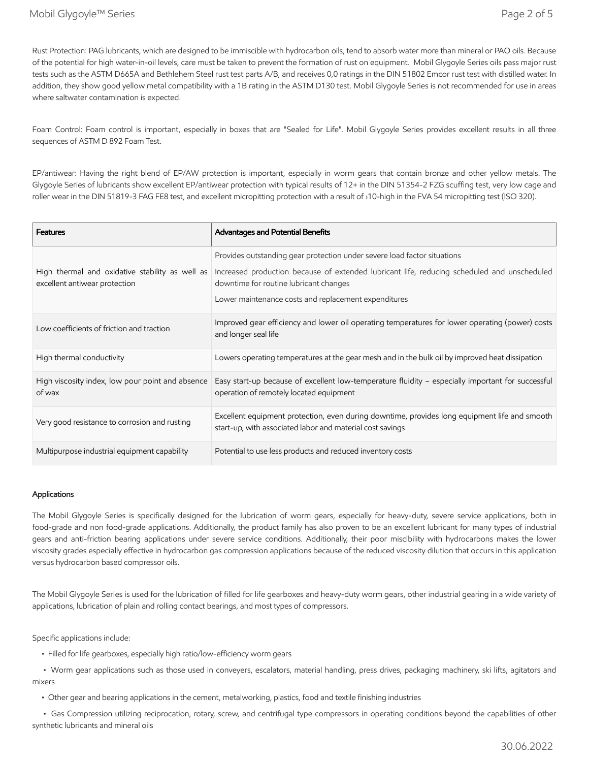Rust Protection: PAG lubricants, which are designed to be immiscible with hydrocarbon oils, tend to absorb water more than mineral or PAO oils. Because of the potential for high water-in-oil levels, care must be taken to prevent the formation of rust on equipment. Mobil Glygoyle Series oils pass major rust tests such as the ASTM D665A and Bethlehem Steel rust test parts A/B, and receives 0,0 ratings in the DIN 51802 Emcor rust test with distilled water. In addition, they show good yellow metal compatibility with a 1B rating in the ASTM D130 test. Mobil Glygoyle Series is not recommended for use in areas where saltwater contamination is expected.

Foam Control: Foam control is important, especially in boxes that are "Sealed for Life". Mobil Glygoyle Series provides excellent results in all three sequences of ASTM D 892 Foam Test.

EP/antiwear: Having the right blend of EP/AW protection is important, especially in worm gears that contain bronze and other yellow metals. The Glygoyle Series of lubricants show excellent EP/antiwear protection with typical results of 12+ in the DIN 51354-2 FZG scuffing test, very low cage and roller wear in the DIN 51819-3 FAG FE8 test, and excellent micropitting protection with a result of ›10-high in the FVA 54 micropitting test (ISO 320).

| Features | Advantages and Potential Benefits |
| --- | --- |
| High thermal and oxidative stability as well as excellent antiwear protection | Provides outstanding gear protection under severe load factor situations<br>Increased production because of extended lubricant life, reducing scheduled and unscheduled downtime for routine lubricant changes<br>Lower maintenance costs and replacement expenditures |
| Low coefficients of friction and traction | Improved gear efficiency and lower oil operating temperatures for lower operating (power) costs and longer seal life |
| High thermal conductivity | Lowers operating temperatures at the gear mesh and in the bulk oil by improved heat dissipation |
| High viscosity index, low pour point and absence of wax | Easy start-up because of excellent low-temperature fluidity – especially important for successful operation of remotely located equipment |
| Very good resistance to corrosion and rusting | Excellent equipment protection, even during downtime, provides long equipment life and smooth start-up, with associated labor and material cost savings |
| Multipurpose industrial equipment capability | Potential to use less products and reduced inventory costs |

## Applications

The Mobil Glygoyle Series is specifically designed for the lubrication of worm gears, especially for heavy-duty, severe service applications, both in food-grade and non food-grade applications. Additionally, the product family has also proven to be an excellent lubricant for many types of industrial gears and anti-friction bearing applications under severe service conditions. Additionally, their poor miscibility with hydrocarbons makes the lower viscosity grades especially effective in hydrocarbon gas compression applications because of the reduced viscosity dilution that occurs in this application versus hydrocarbon based compressor oils.

The Mobil Glygoyle Series is used for the lubrication of filled for life gearboxes and heavy-duty worm gears, other industrial gearing in a wide variety of applications, lubrication of plain and rolling contact bearings, and most types of compressors.

Specific applications include:

- Filled for life gearboxes, especially high ratio/low-efficiency worm gears
- Worm gear applications such as those used in conveyers, escalators, material handling, press drives, packaging machinery, ski lifts, agitators and mixers
- Other gear and bearing applications in the cement, metalworking, plastics, food and textile finishing industries
- Gas Compression utilizing reciprocation, rotary, screw, and centrifugal type compressors in operating conditions beyond the capabilities of other synthetic lubricants and mineral oils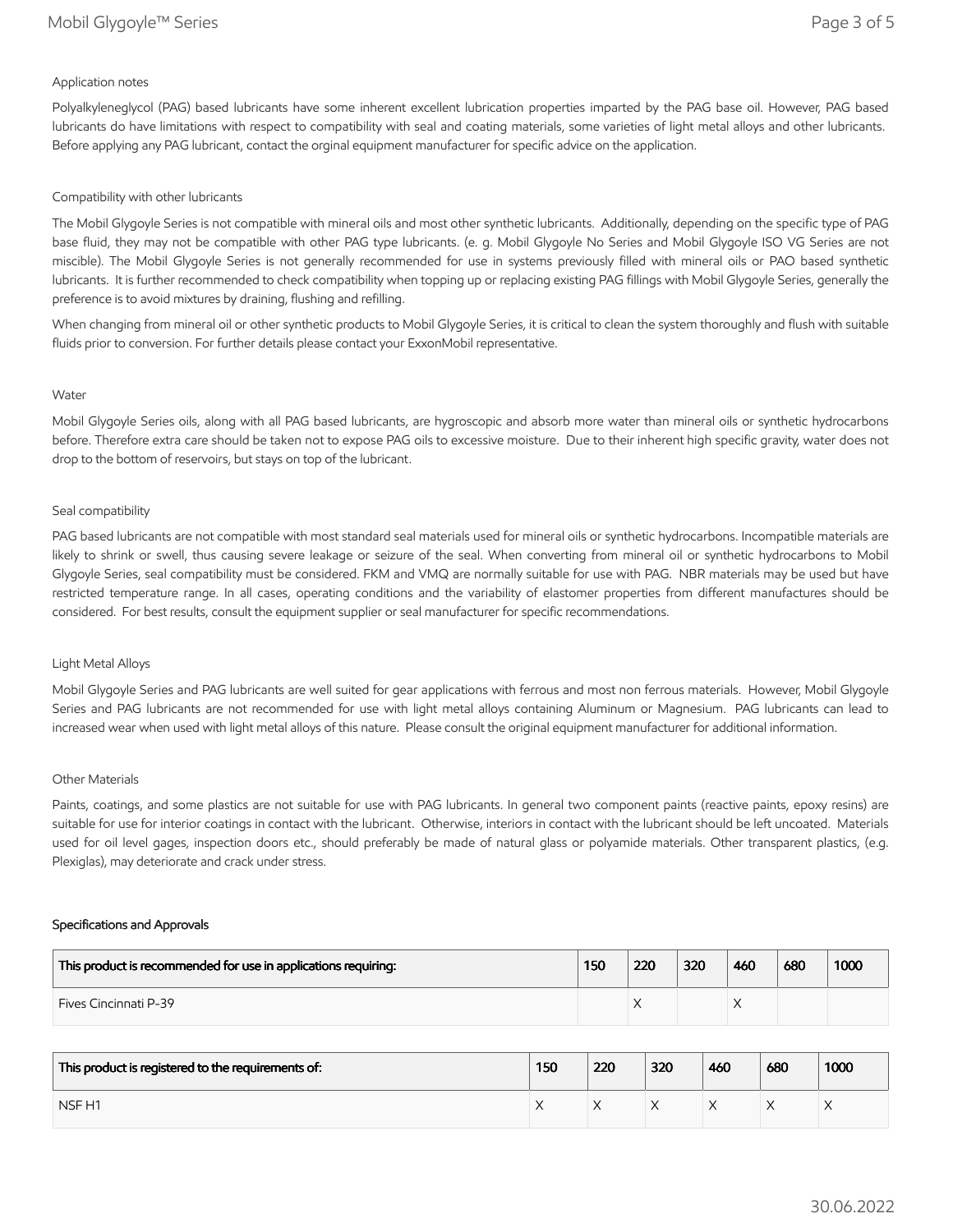### Application notes

Polyalkyleneglycol (PAG) based lubricants have some inherent excellent lubrication properties imparted by the PAG base oil. However, PAG based lubricants do have limitations with respect to compatibility with seal and coating materials, some varieties of light metal alloys and other lubricants. Before applying any PAG lubricant, contact the orginal equipment manufacturer for specific advice on the application.

### Compatibility with other lubricants

The Mobil Glygoyle Series is not compatible with mineral oils and most other synthetic lubricants. Additionally, depending on the specific type of PAG base fluid, they may not be compatible with other PAG type lubricants. (e. g. Mobil Glygoyle No Series and Mobil Glygoyle ISO VG Series are not miscible). The Mobil Glygoyle Series is not generally recommended for use in systems previously filled with mineral oils or PAO based synthetic lubricants. It is further recommended to check compatibility when topping up or replacing existing PAG fillings with Mobil Glygoyle Series, generally the preference is to avoid mixtures by draining, flushing and refilling.

When changing from mineral oil or other synthetic products to Mobil Glygoyle Series, it is critical to clean the system thoroughly and flush with suitable fluids prior to conversion. For further details please contact your ExxonMobil representative.

### Water

Mobil Glygoyle Series oils, along with all PAG based lubricants, are hygroscopic and absorb more water than mineral oils or synthetic hydrocarbons before. Therefore extra care should be taken not to expose PAG oils to excessive moisture. Due to their inherent high specific gravity, water does not drop to the bottom of reservoirs, but stays on top of the lubricant.

### Seal compatibility

PAG based lubricants are not compatible with most standard seal materials used for mineral oils or synthetic hydrocarbons. Incompatible materials are likely to shrink or swell, thus causing severe leakage or seizure of the seal. When converting from mineral oil or synthetic hydrocarbons to Mobil Glygoyle Series, seal compatibility must be considered. FKM and VMQ are normally suitable for use with PAG. NBR materials may be used but have restricted temperature range. In all cases, operating conditions and the variability of elastomer properties from different manufactures should be considered. For best results, consult the equipment supplier or seal manufacturer for specific recommendations.

### Light Metal Alloys

Mobil Glygoyle Series and PAG lubricants are well suited for gear applications with ferrous and most non ferrous materials. However, Mobil Glygoyle Series and PAG lubricants are not recommended for use with light metal alloys containing Aluminum or Magnesium. PAG lubricants can lead to increased wear when used with light metal alloys of this nature. Please consult the original equipment manufacturer for additional information.

### Other Materials

Paints, coatings, and some plastics are not suitable for use with PAG lubricants. In general two component paints (reactive paints, epoxy resins) are suitable for use for interior coatings in contact with the lubricant. Otherwise, interiors in contact with the lubricant should be left uncoated. Materials used for oil level gages, inspection doors etc., should preferably be made of natural glass or polyamide materials. Other transparent plastics, (e.g. Plexiglas), may deteriorate and crack under stress.

## Specifications and Approvals

| This product is recommended for use in applications requiring: | 150 | 220 | 320 | 460 | 680 | 1000 |
|---|---|---|---|---|---|---|
| Fives Cincinnati P-39 | | X | | X | | |

| This product is registered to the requirements of: | 150 | 220 | 320 | 460 | 680 | 1000 |
|---|---|---|---|---|---|---|
| NSF H1 | X | X | X | X | X | X |

30.06.2022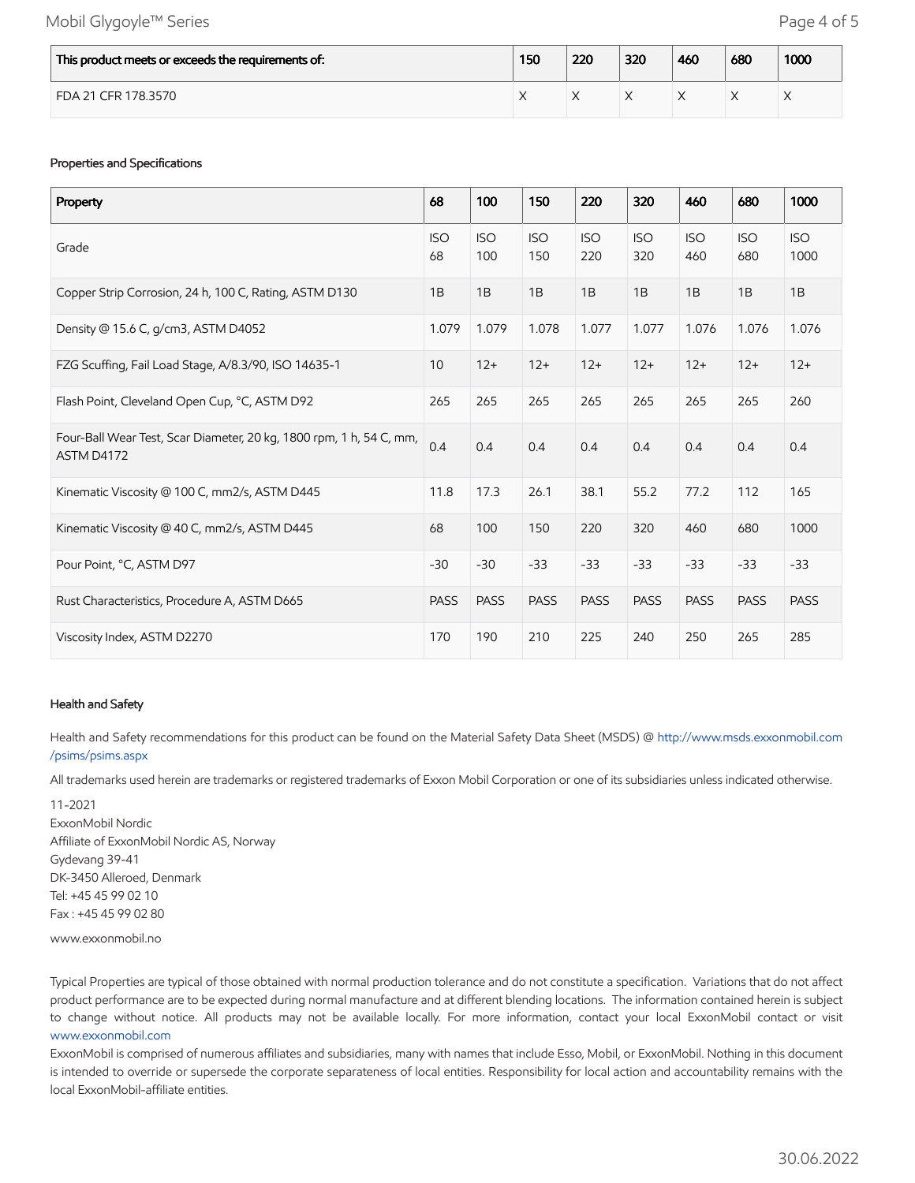| This product meets or exceeds the requirements of: | 150 | 220 | 320 | 460 | 680 | 1000 |
|---|---|---|---|---|---|---|
| FDA 21 CFR 178.3570 | X | X | X | X | X | X |

### Properties and Specifications

| Property | 68 | 100 | 150 | 220 | 320 | 460 | 680 | 1000 |
|---|---|---|---|---|---|---|---|---|
| Grade | ISO 68 | ISO 100 | ISO 150 | ISO 220 | ISO 320 | ISO 460 | ISO 680 | ISO 1000 |
| Copper Strip Corrosion, 24 h, 100 C, Rating, ASTM D130 | 1B | 1B | 1B | 1B | 1B | 1B | 1B | 1B |
| Density @ 15.6 C, g/cm3, ASTM D4052 | 1.079 | 1.079 | 1.078 | 1.077 | 1.077 | 1.076 | 1.076 | 1.076 |
| FZG Scuffing, Fail Load Stage, A/8.3/90, ISO 14635-1 | 10 | 12+ | 12+ | 12+ | 12+ | 12+ | 12+ | 12+ |
| Flash Point, Cleveland Open Cup, °C, ASTM D92 | 265 | 265 | 265 | 265 | 265 | 265 | 265 | 260 |
| Four-Ball Wear Test, Scar Diameter, 20 kg, 1800 rpm, 1 h, 54 C, mm, ASTM D4172 | 0.4 | 0.4 | 0.4 | 0.4 | 0.4 | 0.4 | 0.4 | 0.4 |
| Kinematic Viscosity @ 100 C, mm2/s, ASTM D445 | 11.8 | 17.3 | 26.1 | 38.1 | 55.2 | 77.2 | 112 | 165 |
| Kinematic Viscosity @ 40 C, mm2/s, ASTM D445 | 68 | 100 | 150 | 220 | 320 | 460 | 680 | 1000 |
| Pour Point, °C, ASTM D97 | -30 | -30 | -33 | -33 | -33 | -33 | -33 | -33 |
| Rust Characteristics, Procedure A, ASTM D665 | PASS | PASS | PASS | PASS | PASS | PASS | PASS | PASS |
| Viscosity Index, ASTM D2270 | 170 | 190 | 210 | 225 | 240 | 250 | 265 | 285 |

### Health and Safety

Health and Safety recommendations for this product can be found on the Material Safety Data Sheet (MSDS) @ http://www.msds.exxonmobil.com/psims/psims.aspx

All trademarks used herein are trademarks or registered trademarks of Exxon Mobil Corporation or one of its subsidiaries unless indicated otherwise.

11-2021
ExxonMobil Nordic
Affiliate of ExxonMobil Nordic AS, Norway
Gydevang 39-41
DK-3450 Alleroed, Denmark
Tel: +45 45 99 02 10
Fax : +45 45 99 02 80

www.exxonmobil.no

Typical Properties are typical of those obtained with normal production tolerance and do not constitute a specification. Variations that do not affect product performance are to be expected during normal manufacture and at different blending locations. The information contained herein is subject to change without notice. All products may not be available locally. For more information, contact your local ExxonMobil contact or visit www.exxonmobil.com
ExxonMobil is comprised of numerous affiliates and subsidiaries, many with names that include Esso, Mobil, or ExxonMobil. Nothing in this document is intended to override or supersede the corporate separateness of local entities. Responsibility for local action and accountability remains with the local ExxonMobil-affiliate entities.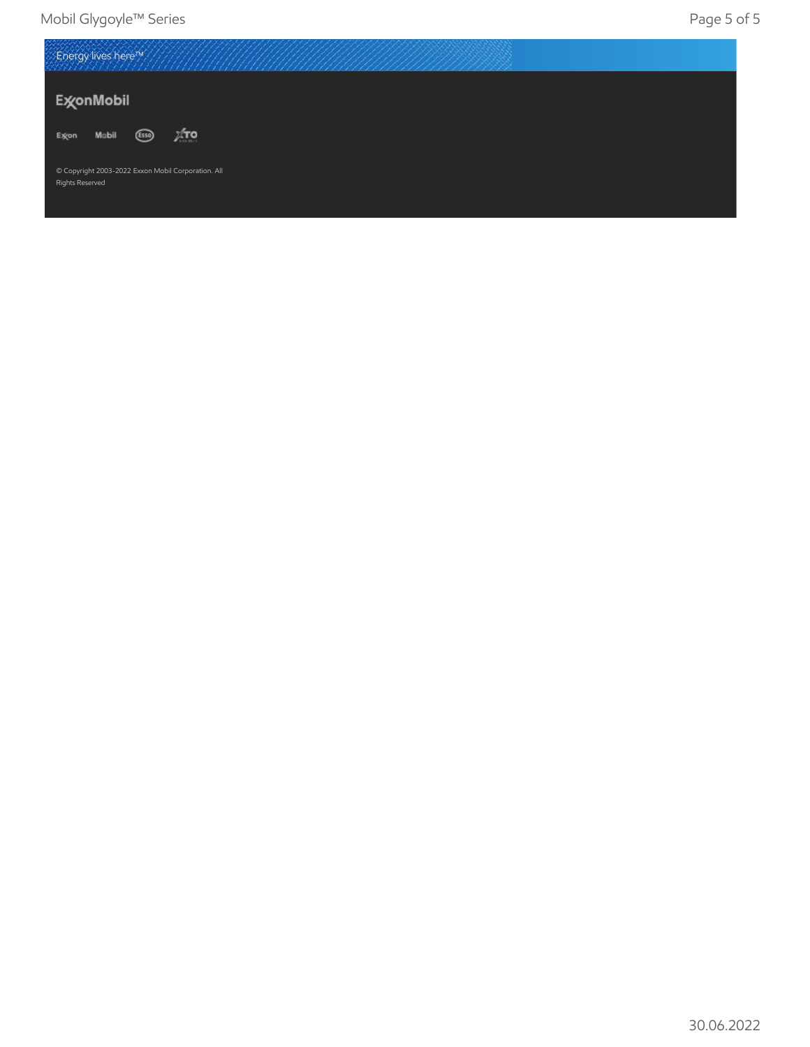Energy lives here™

ExxonMobil

Exxon Mobil Esso XTO

© Copyright 2003-2022 Exxon Mobil Corporation. All Rights Reserved